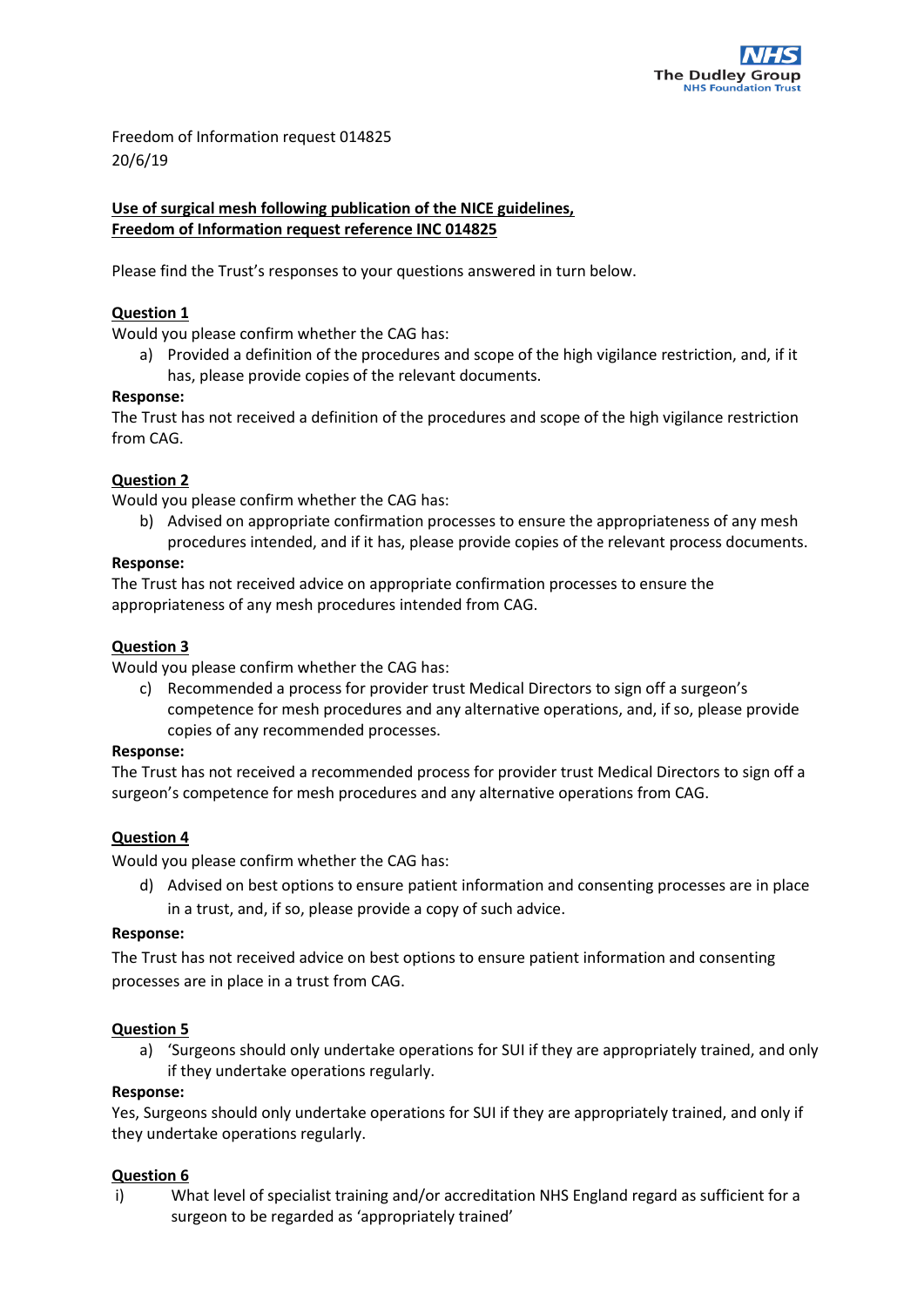NHS
The Dudley Group
NHS Foundation Trust

Freedom of Information request 014825
20/6/19

**Use of surgical mesh following publication of the NICE guidelines, Freedom of Information request reference INC 014825**

Please find the Trust's responses to your questions answered in turn below.

**Question 1**

Would you please confirm whether the CAG has:

a) Provided a definition of the procedures and scope of the high vigilance restriction, and, if it has, please provide copies of the relevant documents.

**Response:**

The Trust has not received a definition of the procedures and scope of the high vigilance restriction from CAG.

**Question 2**

Would you please confirm whether the CAG has:

b) Advised on appropriate confirmation processes to ensure the appropriateness of any mesh procedures intended, and if it has, please provide copies of the relevant process documents.

**Response:**

The Trust has not received advice on appropriate confirmation processes to ensure the appropriateness of any mesh procedures intended from CAG.

**Question 3**

Would you please confirm whether the CAG has:

c) Recommended a process for provider trust Medical Directors to sign off a surgeon's competence for mesh procedures and any alternative operations, and, if so, please provide copies of any recommended processes.

**Response:**

The Trust has not received a recommended process for provider trust Medical Directors to sign off a surgeon's competence for mesh procedures and any alternative operations from CAG.

**Question 4**

Would you please confirm whether the CAG has:

d) Advised on best options to ensure patient information and consenting processes are in place in a trust, and, if so, please provide a copy of such advice.

**Response:**

The Trust has not received advice on best options to ensure patient information and consenting processes are in place in a trust from CAG.

**Question 5**

a) 'Surgeons should only undertake operations for SUI if they are appropriately trained, and only if they undertake operations regularly.

**Response:**

Yes, Surgeons should only undertake operations for SUI if they are appropriately trained, and only if they undertake operations regularly.

**Question 6**

i) What level of specialist training and/or accreditation NHS England regard as sufficient for a surgeon to be regarded as 'appropriately trained'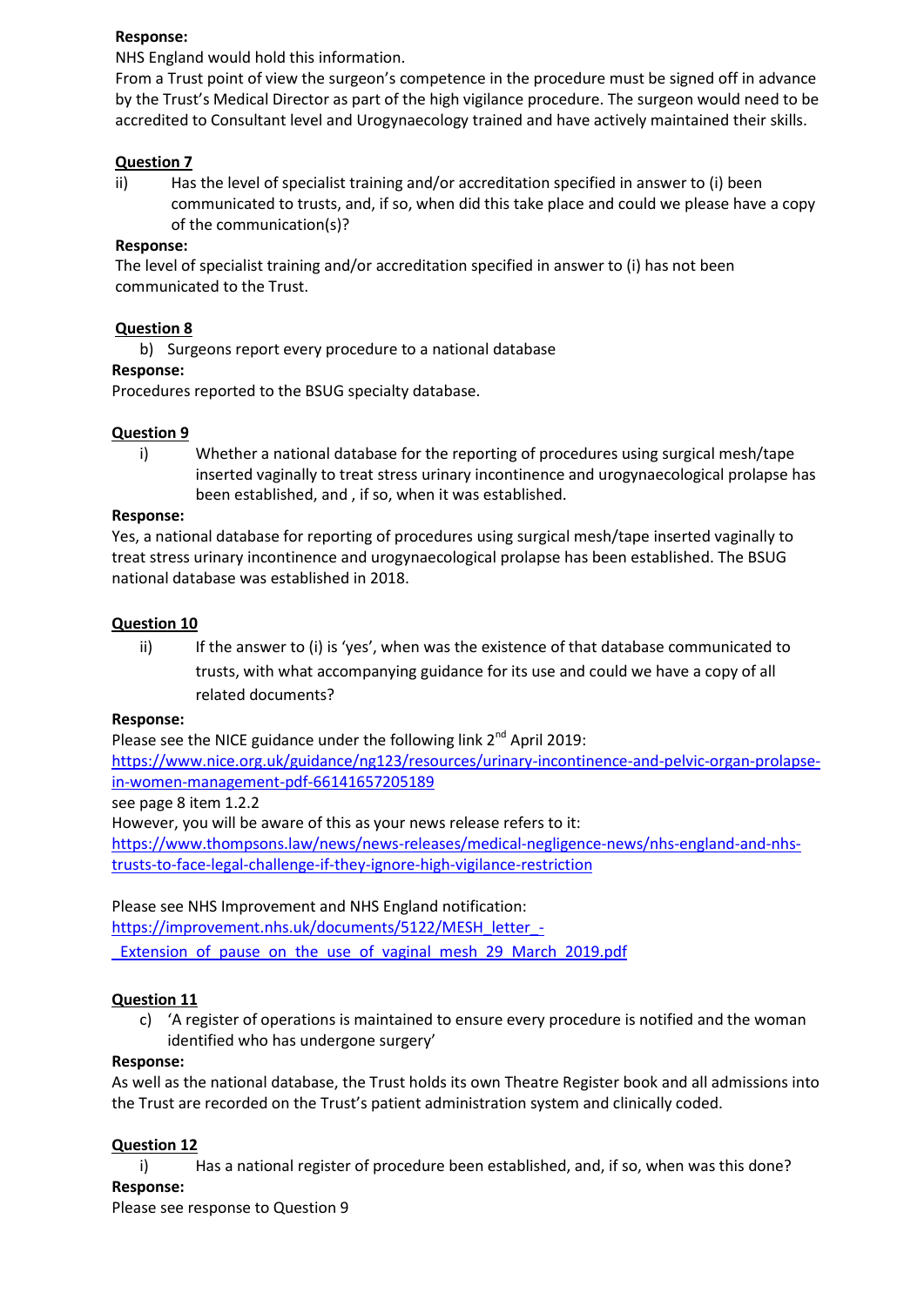**Response:**

NHS England would hold this information.

From a Trust point of view the surgeon's competence in the procedure must be signed off in advance by the Trust's Medical Director as part of the high vigilance procedure. The surgeon would need to be accredited to Consultant level and Urogynaecology trained and have actively maintained their skills.

**Question 7**

ii) Has the level of specialist training and/or accreditation specified in answer to (i) been communicated to trusts, and, if so, when did this take place and could we please have a copy of the communication(s)?

**Response:**

The level of specialist training and/or accreditation specified in answer to (i) has not been communicated to the Trust.

**Question 8**

b) Surgeons report every procedure to a national database

**Response:**

Procedures reported to the BSUG specialty database.

**Question 9**

i) Whether a national database for the reporting of procedures using surgical mesh/tape inserted vaginally to treat stress urinary incontinence and urogynaecological prolapse has been established, and , if so, when it was established.

**Response:**

Yes, a national database for reporting of procedures using surgical mesh/tape inserted vaginally to treat stress urinary incontinence and urogynaecological prolapse has been established. The BSUG national database was established in 2018.

**Question 10**

ii) If the answer to (i) is 'yes', when was the existence of that database communicated to trusts, with what accompanying guidance for its use and could we have a copy of all related documents?

**Response:**

Please see the NICE guidance under the following link 2nd April 2019:
https://www.nice.org.uk/guidance/ng123/resources/urinary-incontinence-and-pelvic-organ-prolapse-in-women-management-pdf-66141657205189
see page 8 item 1.2.2

However, you will be aware of this as your news release refers to it:
https://www.thompsons.law/news/news-releases/medical-negligence-news/nhs-england-and-nhs-trusts-to-face-legal-challenge-if-they-ignore-high-vigilance-restriction

Please see NHS Improvement and NHS England notification:
https://improvement.nhs.uk/documents/5122/MESH_letter_-_Extension_of_pause_on_the_use_of_vaginal_mesh_29_March_2019.pdf

**Question 11**

c) 'A register of operations is maintained to ensure every procedure is notified and the woman identified who has undergone surgery'

**Response:**

As well as the national database, the Trust holds its own Theatre Register book and all admissions into the Trust are recorded on the Trust's patient administration system and clinically coded.

**Question 12**

i) Has a national register of procedure been established, and, if so, when was this done?

**Response:**

Please see response to Question 9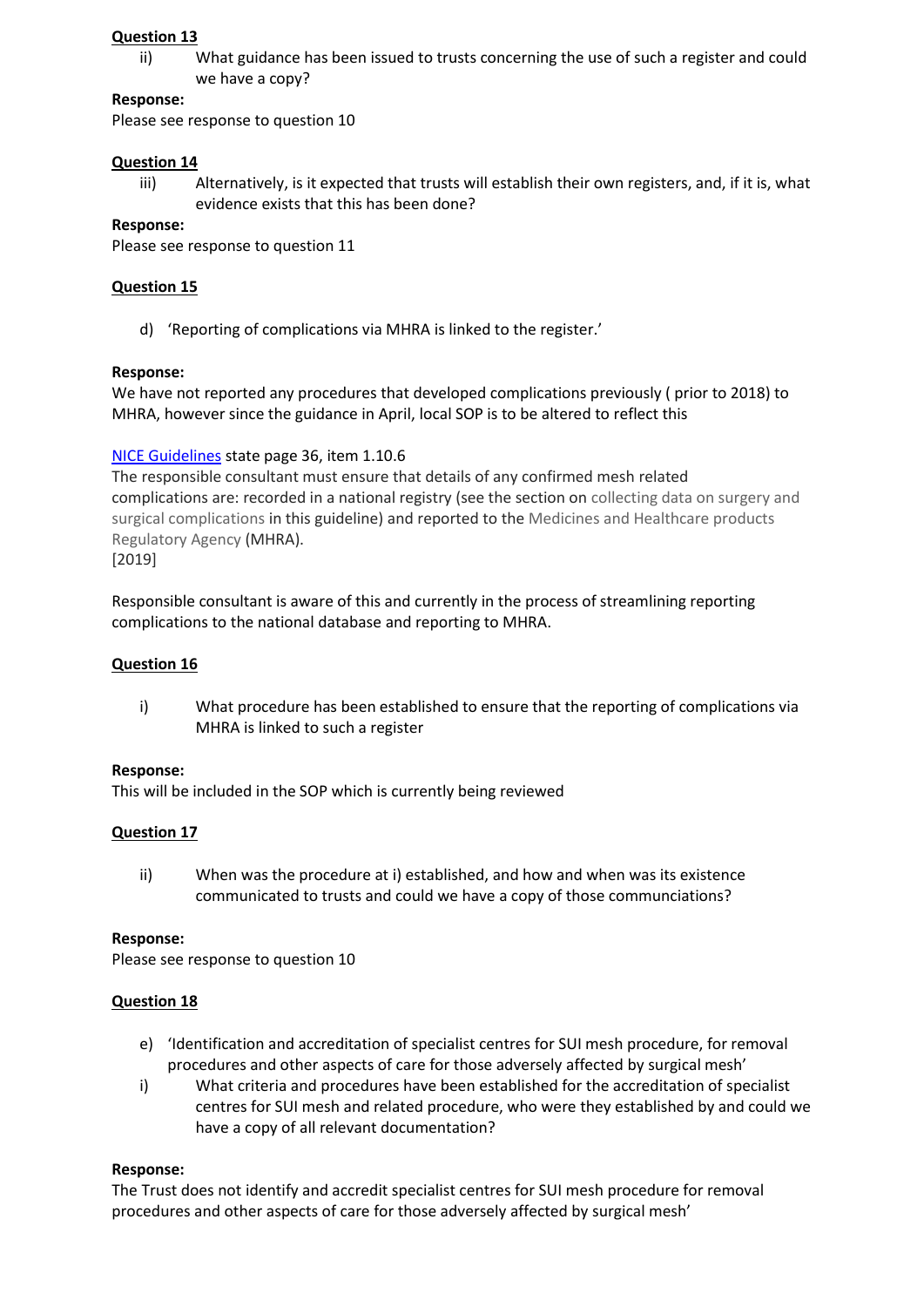**Question 13**

ii) What guidance has been issued to trusts concerning the use of such a register and could we have a copy?

**Response:**

Please see response to question 10

**Question 14**

iii) Alternatively, is it expected that trusts will establish their own registers, and, if it is, what evidence exists that this has been done?

**Response:**

Please see response to question 11

**Question 15**

d) 'Reporting of complications via MHRA is linked to the register.'

**Response:**

We have not reported any procedures that developed complications previously ( prior to 2018) to MHRA, however since the guidance in April, local SOP is to be altered to reflect this

NICE Guidelines state page 36, item 1.10.6

The responsible consultant must ensure that details of any confirmed mesh related complications are: recorded in a national registry (see the section on collecting data on surgery and surgical complications in this guideline) and reported to the Medicines and Healthcare products Regulatory Agency (MHRA).

[2019]

Responsible consultant is aware of this and currently in the process of streamlining reporting complications to the national database and reporting to MHRA.

**Question 16**

i) What procedure has been established to ensure that the reporting of complications via MHRA is linked to such a register

**Response:**

This will be included in the SOP which is currently being reviewed

**Question 17**

ii) When was the procedure at i) established, and how and when was its existence communicated to trusts and could we have a copy of those communciations?

**Response:**

Please see response to question 10

**Question 18**

e) 'Identification and accreditation of specialist centres for SUI mesh procedure, for removal procedures and other aspects of care for those adversely affected by surgical mesh'

i) What criteria and procedures have been established for the accreditation of specialist centres for SUI mesh and related procedure, who were they established by and could we have a copy of all relevant documentation?

**Response:**

The Trust does not identify and accredit specialist centres for SUI mesh procedure for removal procedures and other aspects of care for those adversely affected by surgical mesh'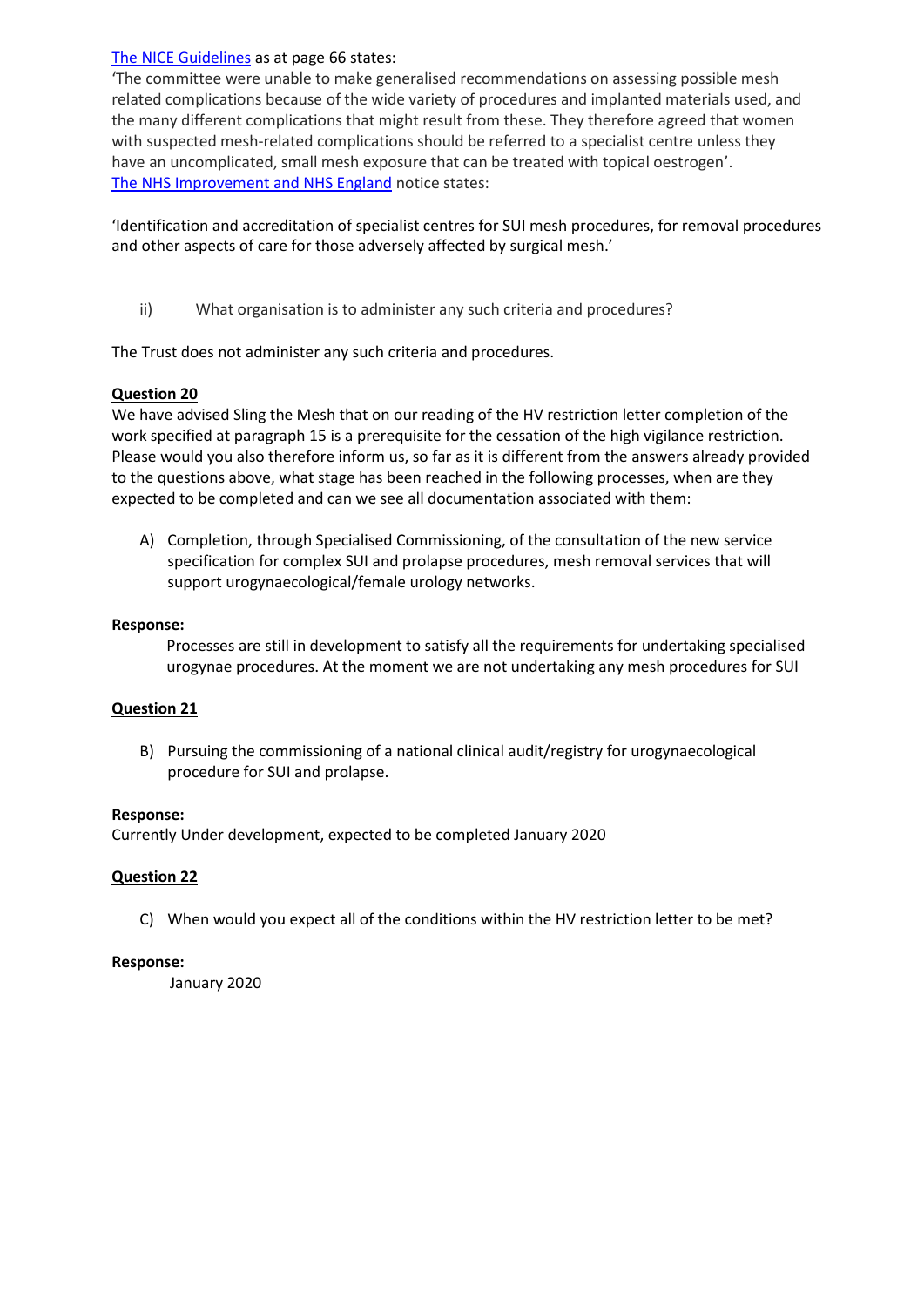[The NICE Guidelines](#) as at page 66 states:
'The committee were unable to make generalised recommendations on assessing possible mesh related complications because of the wide variety of procedures and implanted materials used, and the many different complications that might result from these. They therefore agreed that women with suspected mesh-related complications should be referred to a specialist centre unless they have an uncomplicated, small mesh exposure that can be treated with topical oestrogen'.
[The NHS Improvement and NHS England](#) notice states:

'Identification and accreditation of specialist centres for SUI mesh procedures, for removal procedures and other aspects of care for those adversely affected by surgical mesh.'

ii) What organisation is to administer any such criteria and procedures?

The Trust does not administer any such criteria and procedures.

**Question 20**

We have advised Sling the Mesh that on our reading of the HV restriction letter completion of the work specified at paragraph 15 is a prerequisite for the cessation of the high vigilance restriction. Please would you also therefore inform us, so far as it is different from the answers already provided to the questions above, what stage has been reached in the following processes, when are they expected to be completed and can we see all documentation associated with them:

A) Completion, through Specialised Commissioning, of the consultation of the new service specification for complex SUI and prolapse procedures, mesh removal services that will support urogynaecological/female urology networks.

**Response:**

Processes are still in development to satisfy all the requirements for undertaking specialised urogynae procedures. At the moment we are not undertaking any mesh procedures for SUI

**Question 21**

B) Pursuing the commissioning of a national clinical audit/registry for urogynaecological procedure for SUI and prolapse.

**Response:**

Currently Under development, expected to be completed January 2020

**Question 22**

C) When would you expect all of the conditions within the HV restriction letter to be met?

**Response:**

January 2020